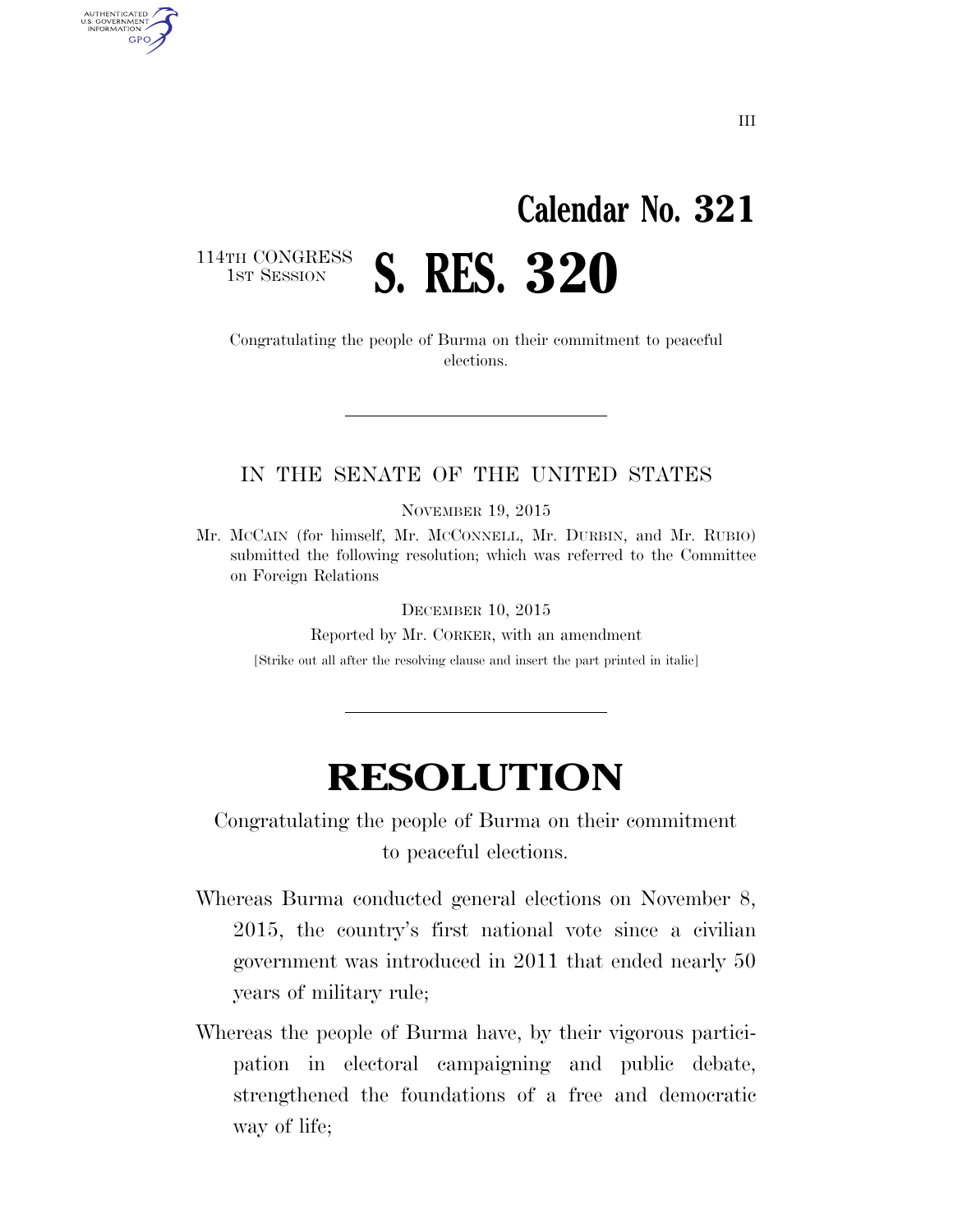Calendar No. 321

114TH CONGRESS
1ST SESSION

# S. RES. 320

Congratulating the people of Burma on their commitment to peaceful elections.

---

IN THE SENATE OF THE UNITED STATES

NOVEMBER 19, 2015

Mr. MCCAIN (for himself, Mr. MCCONNELL, Mr. DURBIN, and Mr. RUBIO) submitted the following resolution; which was referred to the Committee on Foreign Relations

DECEMBER 10, 2015

Reported by Mr. CORKER, with an amendment

[Strike out all after the resolving clause and insert the part printed in italic]

---

# RESOLUTION

Congratulating the people of Burma on their commitment to peaceful elections.

Whereas Burma conducted general elections on November 8, 2015, the country's first national vote since a civilian government was introduced in 2011 that ended nearly 50 years of military rule;

Whereas the people of Burma have, by their vigorous participation in electoral campaigning and public debate, strengthened the foundations of a free and democratic way of life;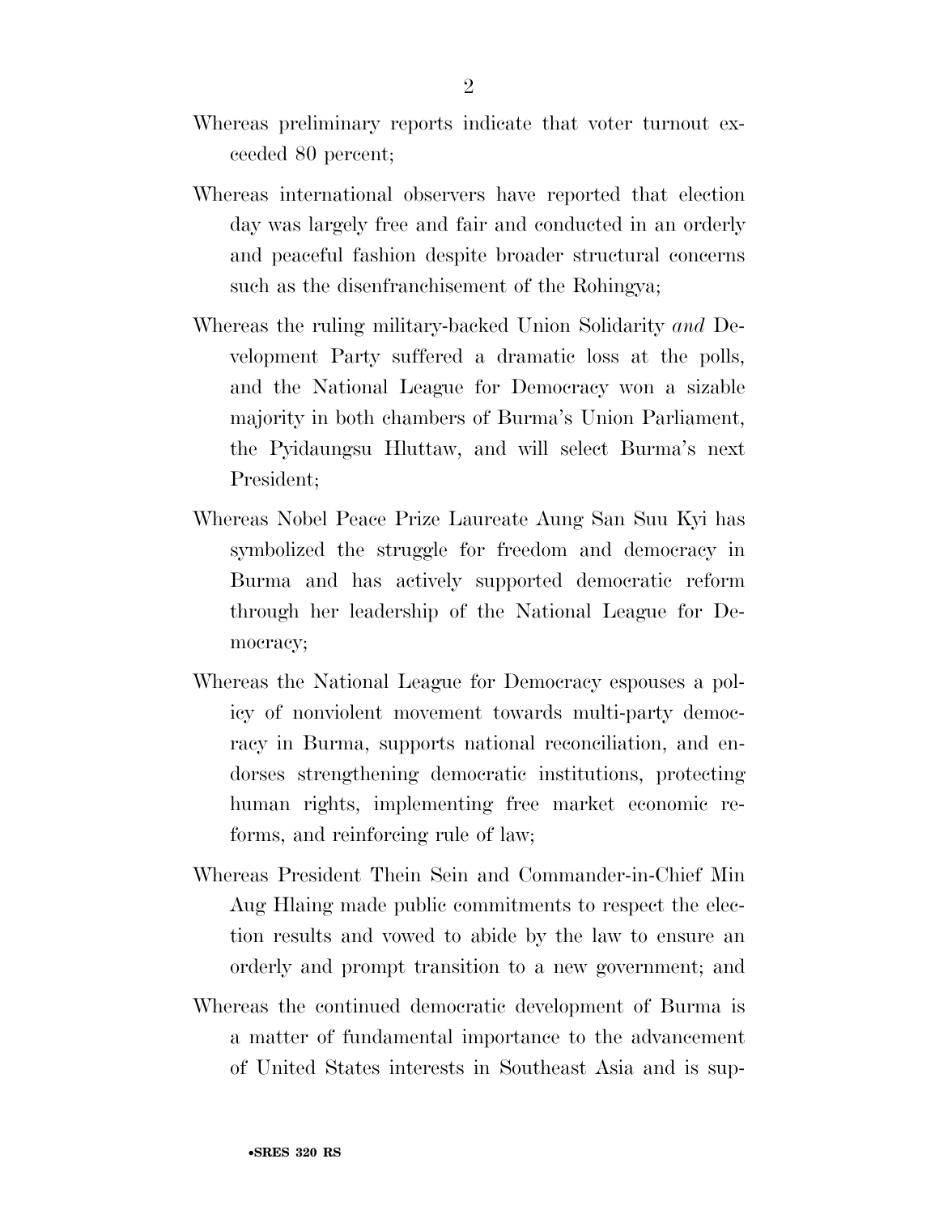Whereas preliminary reports indicate that voter turnout exceeded 80 percent;

Whereas international observers have reported that election day was largely free and fair and conducted in an orderly and peaceful fashion despite broader structural concerns such as the disenfranchisement of the Rohingya;

Whereas the ruling military-backed Union Solidarity *and* Development Party suffered a dramatic loss at the polls, and the National League for Democracy won a sizable majority in both chambers of Burma's Union Parliament, the Pyidaungsu Hluttaw, and will select Burma's next President;

Whereas Nobel Peace Prize Laureate Aung San Suu Kyi has symbolized the struggle for freedom and democracy in Burma and has actively supported democratic reform through her leadership of the National League for Democracy;

Whereas the National League for Democracy espouses a policy of nonviolent movement towards multi-party democracy in Burma, supports national reconciliation, and endorses strengthening democratic institutions, protecting human rights, implementing free market economic reforms, and reinforcing rule of law;

Whereas President Thein Sein and Commander-in-Chief Min Aug Hlaing made public commitments to respect the election results and vowed to abide by the law to ensure an orderly and prompt transition to a new government; and

Whereas the continued democratic development of Burma is a matter of fundamental importance to the advancement of United States interests in Southeast Asia and is sup-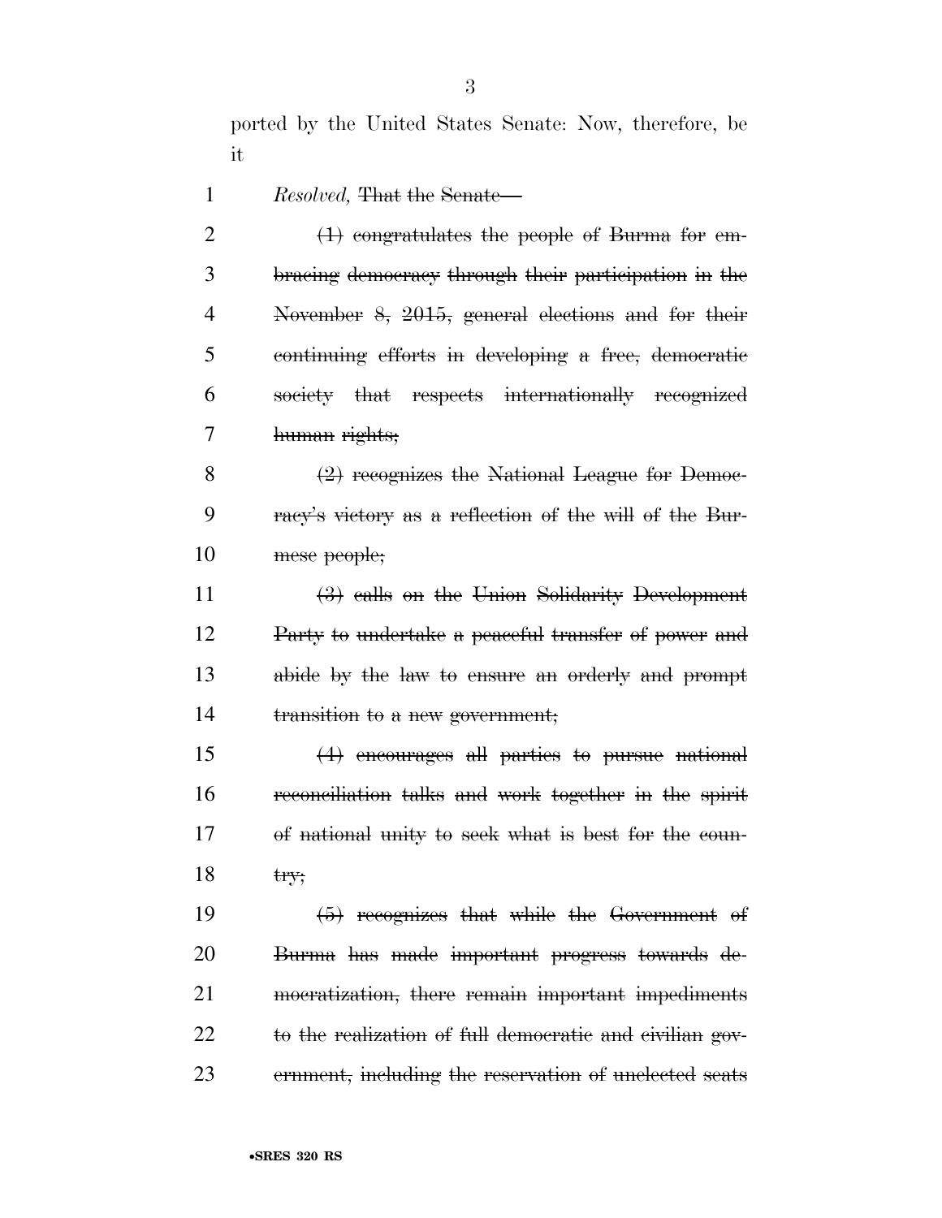ported by the United States Senate: Now, therefore, be it

*Resolved,* ~~That the Senate—~~

~~(1) congratulates the people of Burma for embracing democracy through their participation in the November 8, 2015, general elections and for their continuing efforts in developing a free, democratic society that respects internationally recognized human rights;~~

~~(2) recognizes the National League for Democracy's victory as a reflection of the will of the Burmese people;~~

~~(3) calls on the Union Solidarity Development Party to undertake a peaceful transfer of power and abide by the law to ensure an orderly and prompt transition to a new government;~~

~~(4) encourages all parties to pursue national reconciliation talks and work together in the spirit of national unity to seek what is best for the country;~~

~~(5) recognizes that while the Government of Burma has made important progress towards democratization, there remain important impediments to the realization of full democratic and civilian government, including the reservation of unelected seats~~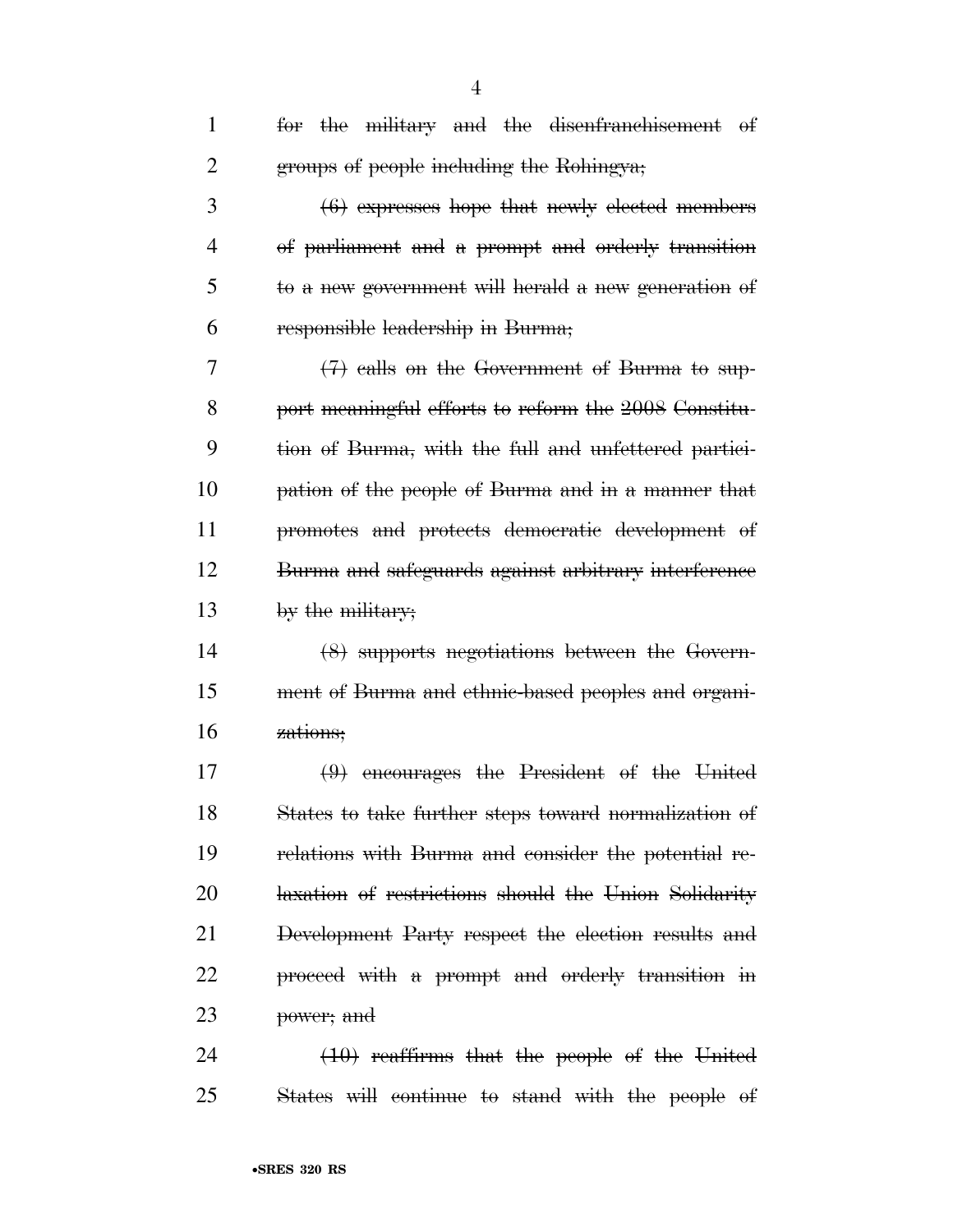~~for the military and the disenfranchisement of groups of people including the Rohingya;~~

~~(6) expresses hope that newly elected members of parliament and a prompt and orderly transition to a new government will herald a new generation of responsible leadership in Burma;~~

~~(7) calls on the Government of Burma to support meaningful efforts to reform the 2008 Constitution of Burma, with the full and unfettered participation of the people of Burma and in a manner that promotes and protects democratic development of Burma and safeguards against arbitrary interference by the military;~~

~~(8) supports negotiations between the Government of Burma and ethnic-based peoples and organizations;~~

~~(9) encourages the President of the United States to take further steps toward normalization of relations with Burma and consider the potential relaxation of restrictions should the Union Solidarity Development Party respect the election results and proceed with a prompt and orderly transition in power; and~~

~~(10) reaffirms that the people of the United States will continue to stand with the people of~~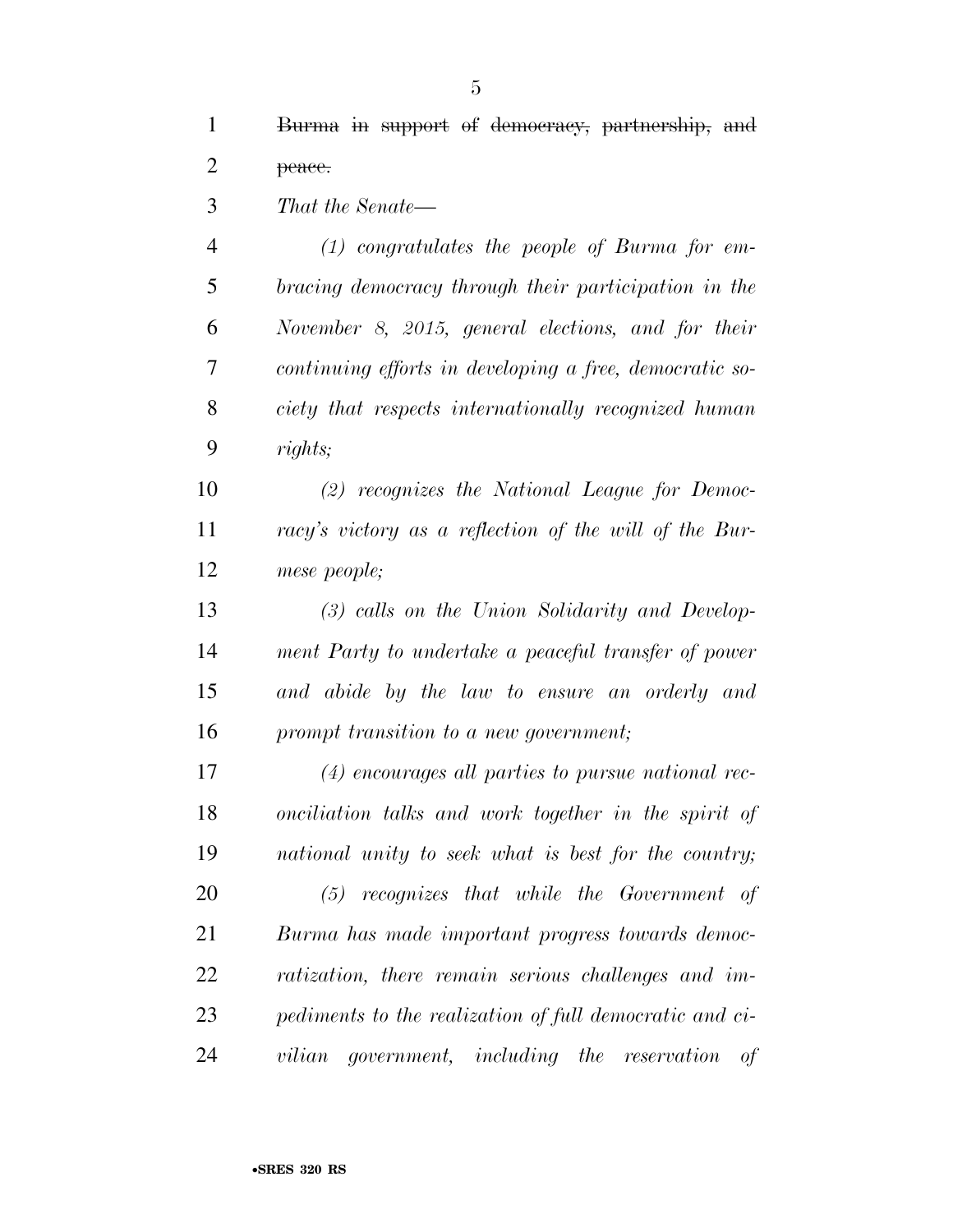~~Burma in support of democracy, partnership, and peace.~~

*That the Senate—*

*(1) congratulates the people of Burma for embracing democracy through their participation in the November 8, 2015, general elections, and for their continuing efforts in developing a free, democratic society that respects internationally recognized human rights;*

*(2) recognizes the National League for Democracy's victory as a reflection of the will of the Burmese people;*

*(3) calls on the Union Solidarity and Development Party to undertake a peaceful transfer of power and abide by the law to ensure an orderly and prompt transition to a new government;*

*(4) encourages all parties to pursue national reconciliation talks and work together in the spirit of national unity to seek what is best for the country;*

*(5) recognizes that while the Government of Burma has made important progress towards democratization, there remain serious challenges and impediments to the realization of full democratic and civilian government, including the reservation of*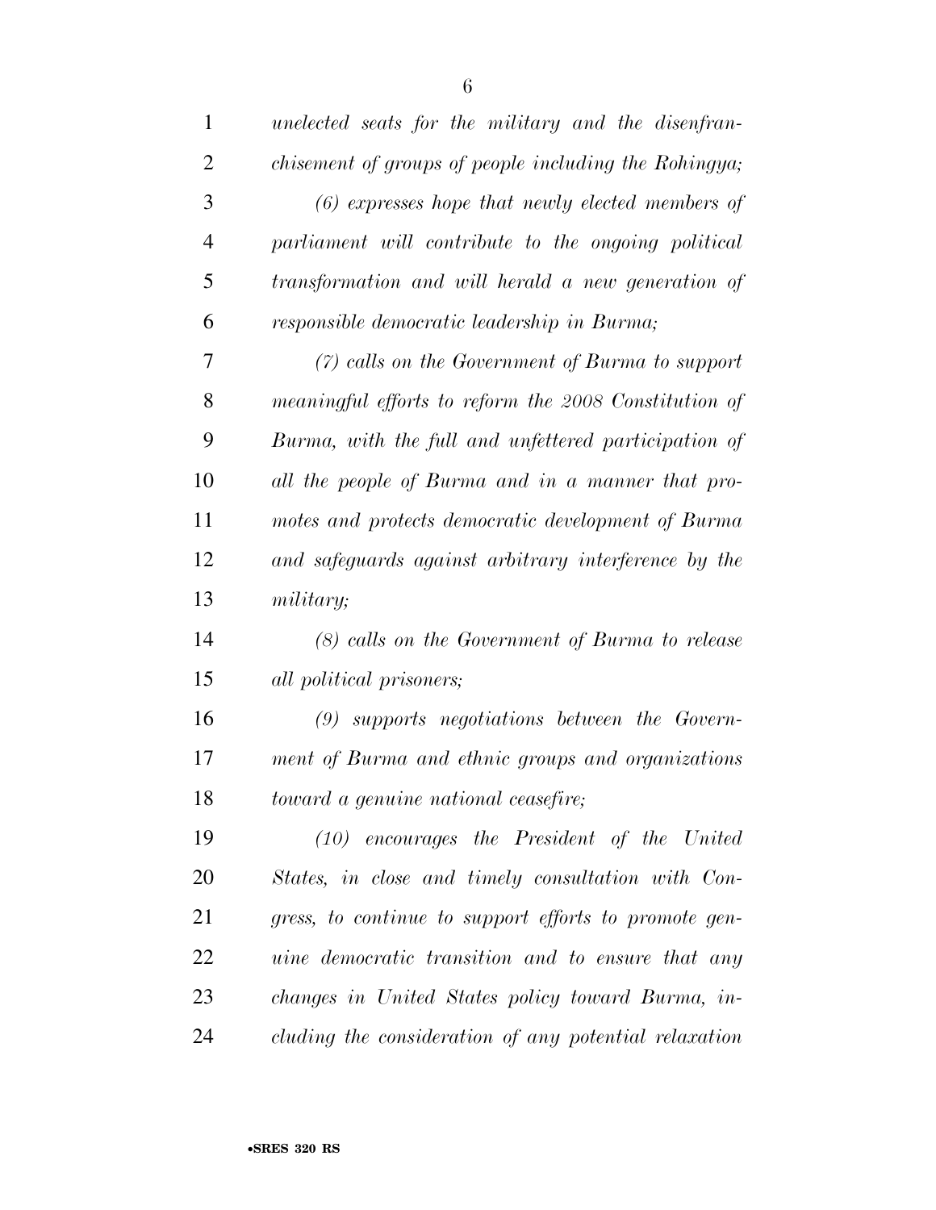*unelected seats for the military and the disenfranchisement of groups of people including the Rohingya;*

*(6) expresses hope that newly elected members of parliament will contribute to the ongoing political transformation and will herald a new generation of responsible democratic leadership in Burma;*

*(7) calls on the Government of Burma to support meaningful efforts to reform the 2008 Constitution of Burma, with the full and unfettered participation of all the people of Burma and in a manner that promotes and protects democratic development of Burma and safeguards against arbitrary interference by the military;*

*(8) calls on the Government of Burma to release all political prisoners;*

*(9) supports negotiations between the Government of Burma and ethnic groups and organizations toward a genuine national ceasefire;*

*(10) encourages the President of the United States, in close and timely consultation with Congress, to continue to support efforts to promote genuine democratic transition and to ensure that any changes in United States policy toward Burma, including the consideration of any potential relaxation*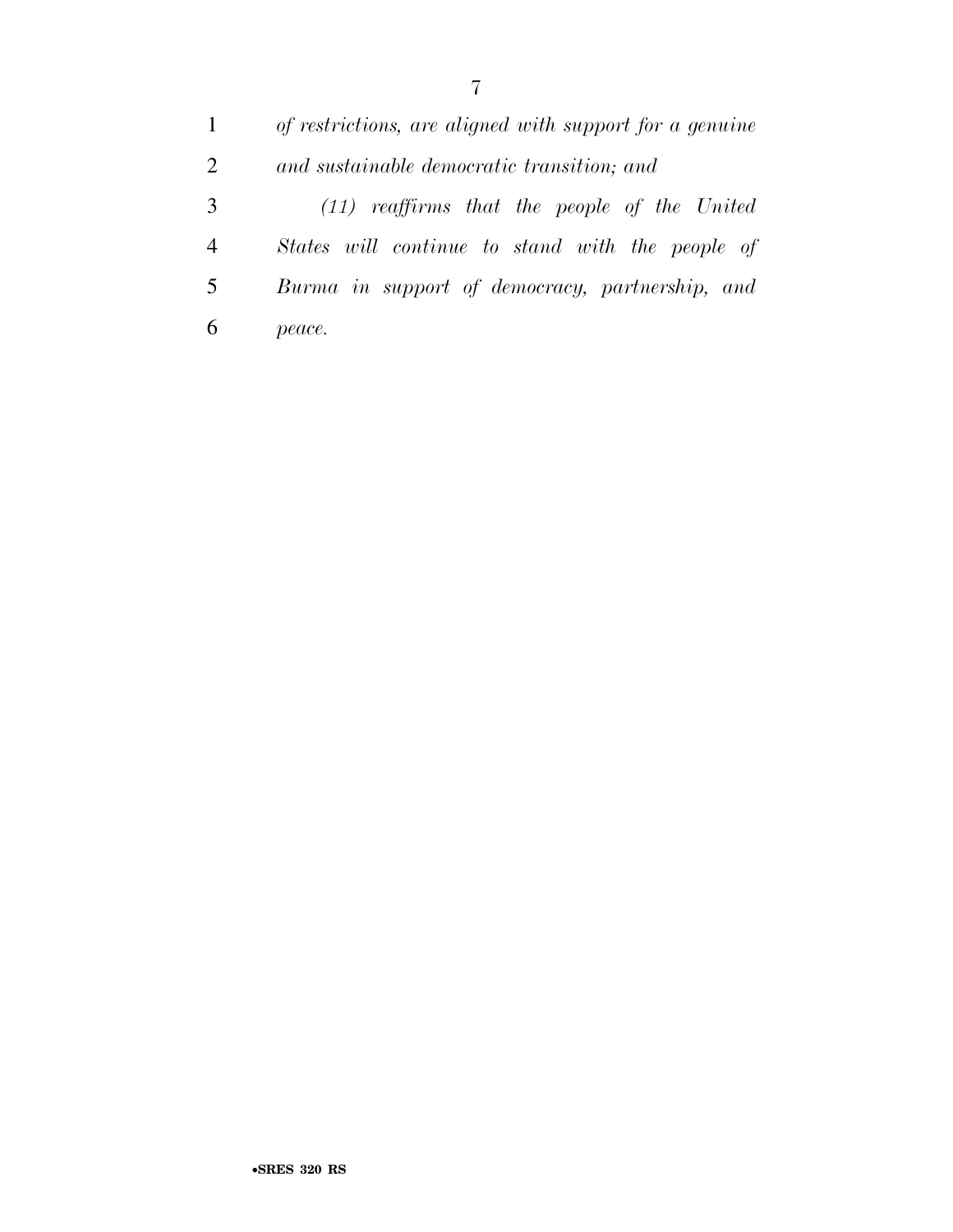*of restrictions, are aligned with support for a genuine and sustainable democratic transition; and*

*(11) reaffirms that the people of the United States will continue to stand with the people of Burma in support of democracy, partnership, and peace.*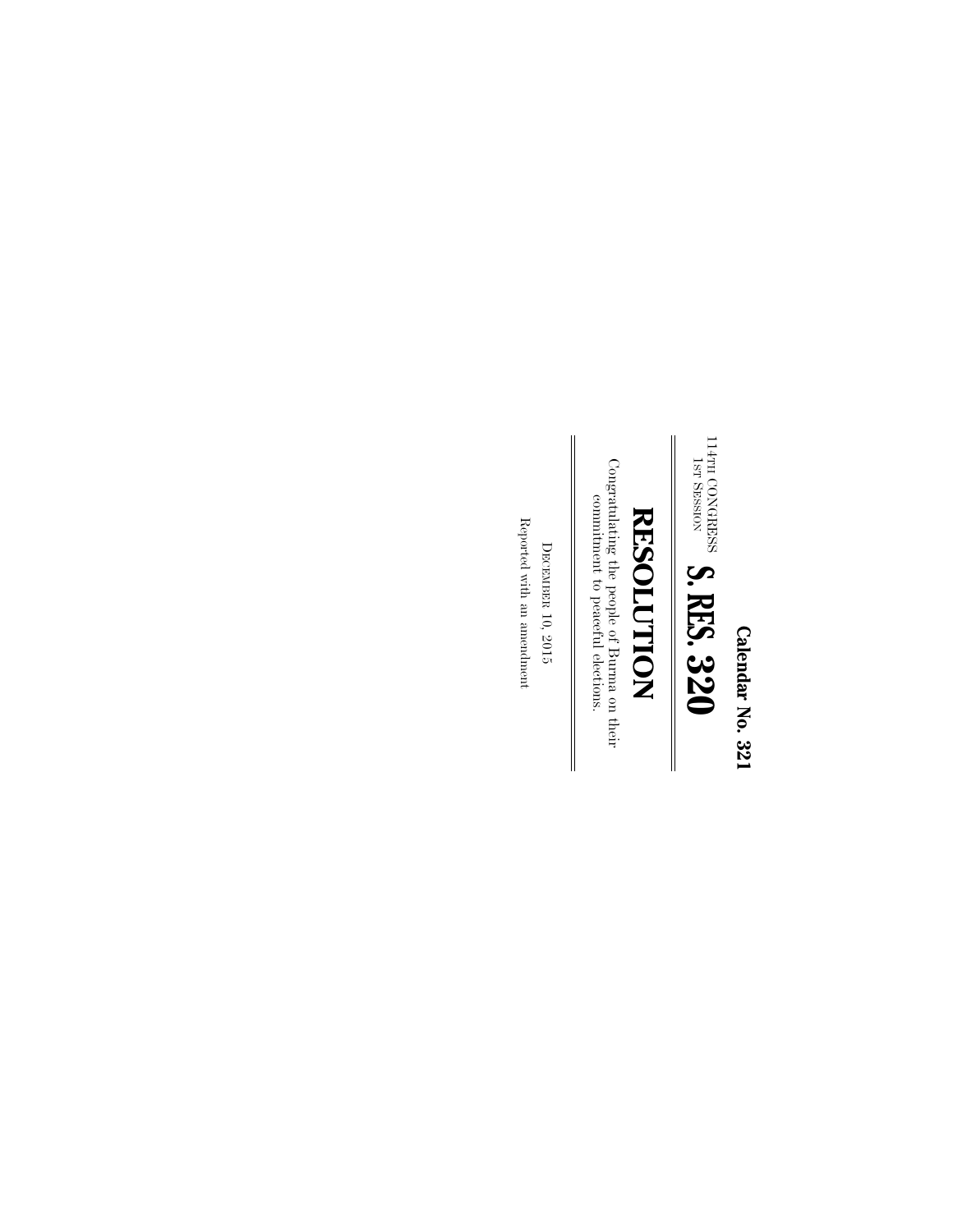Calendar No. 321

114TH CONGRESS
1ST SESSION

# S. RES. 320

# RESOLUTION

Congratulating the people of Burma on their commitment to peaceful elections.

DECEMBER 10, 2015

Reported with an amendment